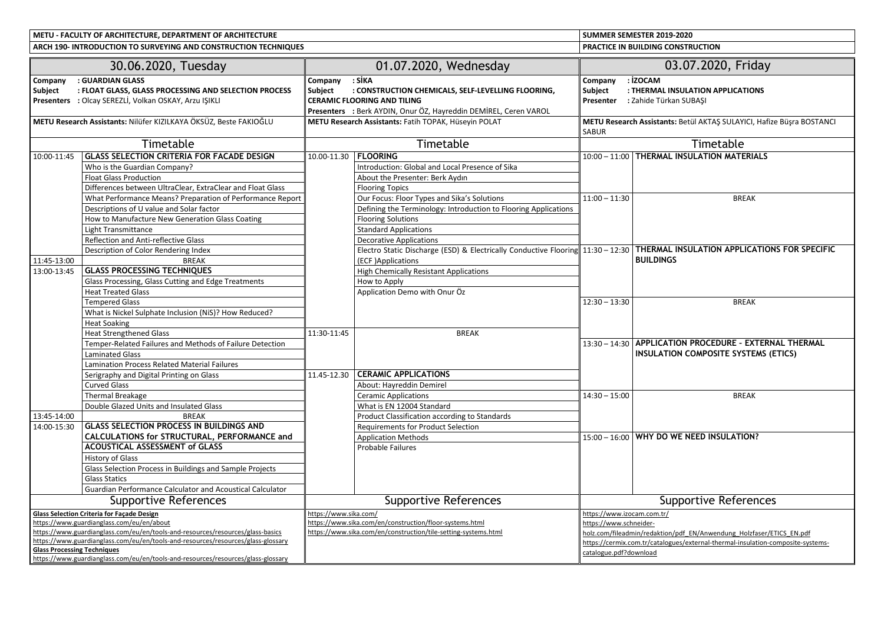**METU - FACULTY OF ARCHITECTURE, DEPARTMENT OF ARCHITECTURE** — **SUMMER SEMESTER 2019-2020**

**ARCH 190- INTRODUCTION TO SURVEYING AND CONSTRUCTION TECHNIQUES** — **PRACTICE IN BUILDING CONSTRUCTION**

## 30.06.2020, Tuesday

**Company** : **GUARDIAN GLASS**
**Subject** : **FLOAT GLASS, GLASS PROCESSING AND SELECTION PROCESS**
**Presenters** : Olcay SEREZLİ, Volkan OSKAY, Arzu IŞIKLI

**METU Research Assistants:** Nilüfer KIZILKAYA ÖKSÜZ, Beste FAKIOĞLU

### Timetable

| Time | Topic |
|---|---|
| 10:00-11:45 | **GLASS SELECTION CRITERIA FOR FACADE DESIGN** |
| | Who is the Guardian Company? |
| | Float Glass Production |
| | Differences between UltraClear, ExtraClear and Float Glass |
| | What Performance Means? Preparation of Performance Report |
| | Descriptions of U value and Solar factor |
| | How to Manufacture New Generation Glass Coating |
| | Light Transmittance |
| | Reflection and Anti-reflective Glass |
| | Description of Color Rendering Index |
| 11:45-13:00 | BREAK |
| 13:00-13:45 | **GLASS PROCESSING TECHNIQUES** |
| | Glass Processing, Glass Cutting and Edge Treatments |
| | Heat Treated Glass |
| | Tempered Glass |
| | What is Nickel Sulphate Inclusion (NiS)? How Reduced? |
| | Heat Soaking |
| | Heat Strengthened Glass |
| | Temper-Related Failures and Methods of Failure Detection |
| | Laminated Glass |
| | Lamination Process Related Material Failures |
| | Serigraphy and Digital Printing on Glass |
| | Curved Glass |
| | Thermal Breakage |
| | Double Glazed Units and Insulated Glass |
| 13:45-14:00 | BREAK |
| 14:00-15:30 | **GLASS SELECTION PROCESS IN BUILDINGS AND CALCULATIONS for STRUCTURAL, PERFORMANCE and ACOUSTICAL ASSESSMENT of GLASS** |
| | History of Glass |
| | Glass Selection Process in Buildings and Sample Projects |
| | Glass Statics |
| | Guardian Performance Calculator and Acoustical Calculator |

### Supportive References

**Glass Selection Criteria for Façade Design**
https://www.guardianglass.com/eu/en/about
https://www.guardianglass.com/eu/en/tools-and-resources/resources/glass-basics
https://www.guardianglass.com/eu/en/tools-and-resources/resources/glass-glossary
**Glass Processing Techniques**
https://www.guardianglass.com/eu/en/tools-and-resources/resources/glass-glossary

## 01.07.2020, Wednesday

**Company** : **SİKA**
**Subject** : **CONSTRUCTION CHEMICALS, SELF-LEVELLING FLOORING, CERAMIC FLOORING AND TILING**
**Presenters** : Berk AYDIN, Onur ÖZ, Hayreddin DEMİREL, Ceren VAROL

**METU Research Assistants:** Fatih TOPAK, Hüseyin POLAT

### Timetable

| Time | Topic |
|---|---|
| 10.00-11.30 | **FLOORING** |
| | Introduction: Global and Local Presence of Sika |
| | About the Presenter: Berk Aydın |
| | Flooring Topics |
| | Our Focus: Floor Types and Sika's Solutions |
| | Defining the Terminology: Introduction to Flooring Applications |
| | Flooring Solutions |
| | Standard Applications |
| | Decorative Applications |
| | Electro Static Discharge (ESD) & Electrically Conductive Flooring (ECF )Applications |
| | High Chemically Resistant Applications |
| | How to Apply |
| | Application Demo with Onur Öz |
| 11:30-11:45 | BREAK |
| 11.45-12.30 | **CERAMIC APPLICATIONS** |
| | About: Hayreddin Demirel |
| | Ceramic Applications |
| | What is EN 12004 Standard |
| | Product Classification according to Standards |
| | Requirements for Product Selection |
| | Application Methods |
| | Probable Failures |

### Supportive References

https://www.sika.com/
https://www.sika.com/en/construction/floor-systems.html
https://www.sika.com/en/construction/tile-setting-systems.html

## 03.07.2020, Friday

**Company** : **İZOCAM**
**Subject** : **THERMAL INSULATION APPLICATIONS**
**Presenter** : Zahide Türkan SUBAŞI

**METU Research Assistants:** Betül AKTAŞ SULAYICI, Hafize Büşra BOSTANCI SABUR

### Timetable

| Time | Topic |
|---|---|
| 10:00 – 11:00 | **THERMAL INSULATION MATERIALS** |
| 11:00 – 11:30 | BREAK |
| 11:30 – 12:30 | **THERMAL INSULATION APPLICATIONS FOR SPECIFIC BUILDINGS** |
| 12:30 – 13:30 | BREAK |
| 13:30 – 14:30 | **APPLICATION PROCEDURE - EXTERNAL THERMAL INSULATION COMPOSITE SYSTEMS (ETICS)** |
| 14:30 – 15:00 | BREAK |
| 15:00 – 16:00 | **WHY DO WE NEED INSULATION?** |

### Supportive References

https://www.izocam.com.tr/
https://www.schneider-holz.com/fileadmin/redaktion/pdf_EN/Anwendung_Holzfaser/ETICS_EN.pdf
https://cermix.com.tr/catalogues/external-thermal-insulation-composite-systems-catalogue.pdf?download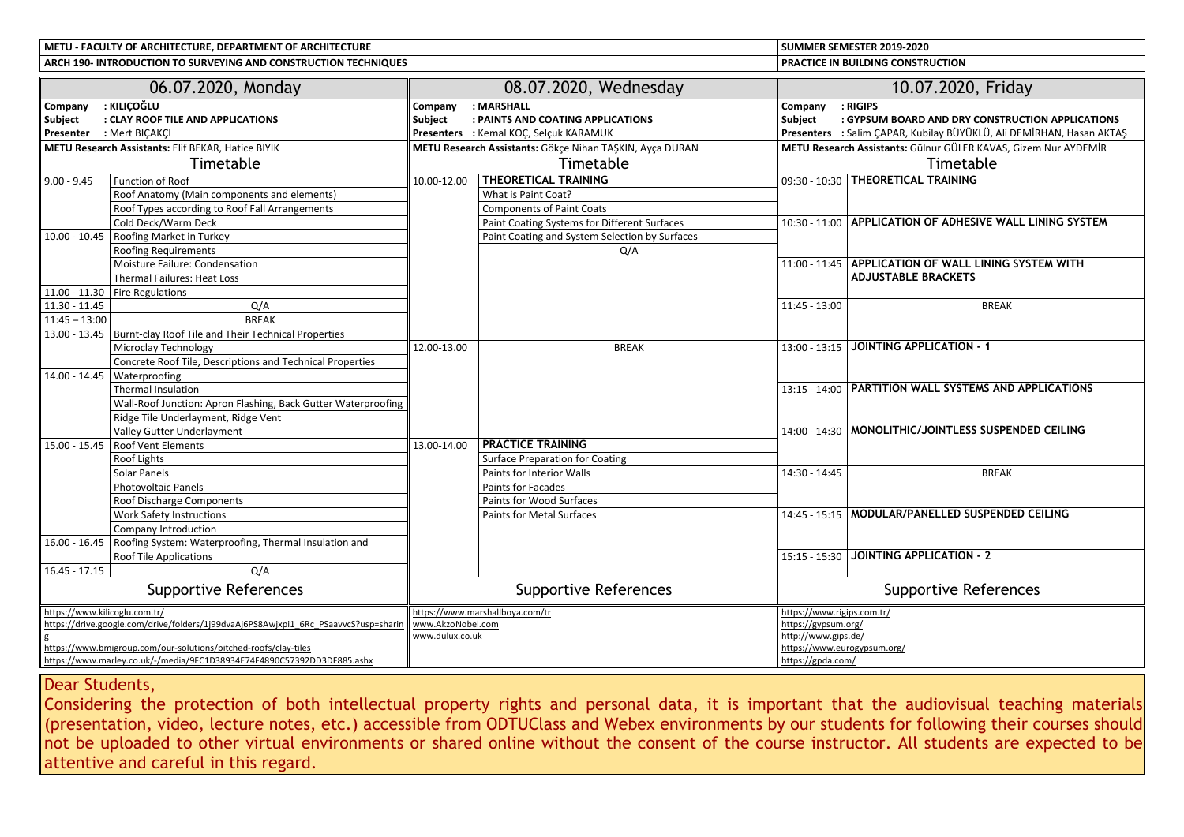| METU - FACULTY OF ARCHITECTURE, DEPARTMENT OF ARCHITECTURE | SUMMER SEMESTER 2019-2020 |
|---|---|
| ARCH 190- INTRODUCTION TO SURVEYING AND CONSTRUCTION TECHNIQUES | PRACTICE IN BUILDING CONSTRUCTION |

## 06.07.2020, Monday

**Company** : KILIÇOĞLU
**Subject** : CLAY ROOF TILE AND APPLICATIONS
**Presenter** : Mert BIÇAKÇI
**METU Research Assistants:** Elif BEKAR, Hatice BIYIK

### Timetable

| | |
|---|---|
| 9.00 - 9.45 | Function of Roof |
| | Roof Anatomy (Main components and elements) |
| | Roof Types according to Roof Fall Arrangements |
| | Cold Deck/Warm Deck |
| 10.00 - 10.45 | Roofing Market in Turkey |
| | Roofing Requirements |
| | Moisture Failure: Condensation |
| | Thermal Failures: Heat Loss |
| 11.00 - 11.30 | Fire Regulations |
| 11.30 - 11.45 | Q/A |
| 11:45 – 13:00 | BREAK |
| 13.00 - 13.45 | Burnt-clay Roof Tile and Their Technical Properties |
| | Microclay Technology |
| | Concrete Roof Tile, Descriptions and Technical Properties |
| 14.00 - 14.45 | Waterproofing |
| | Thermal Insulation |
| | Wall-Roof Junction: Apron Flashing, Back Gutter Waterproofing |
| | Ridge Tile Underlayment, Ridge Vent |
| | Valley Gutter Underlayment |
| 15.00 - 15.45 | Roof Vent Elements |
| | Roof Lights |
| | Solar Panels |
| | Photovoltaic Panels |
| | Roof Discharge Components |
| | Work Safety Instructions |
| | Company Introduction |
| 16.00 - 16.45 | Roofing System: Waterproofing, Thermal Insulation and Roof Tile Applications |
| 16.45 - 17.15 | Q/A |

### Supportive References

https://www.kilicoglu.com.tr/
https://drive.google.com/drive/folders/1j99dvaAj6PS8Awjxpi1_6Rc_PSaavvcS?usp=sharing
https://www.bmigroup.com/our-solutions/pitched-roofs/clay-tiles
https://www.marley.co.uk/-/media/9FC1D38934E74F4890C57392DD3DF885.ashx

## 08.07.2020, Wednesday

**Company** : MARSHALL
**Subject** : PAINTS AND COATING APPLICATIONS
**Presenters** : Kemal KOÇ, Selçuk KARAMUK
**METU Research Assistants:** Gökçe Nihan TAŞKIN, Ayça DURAN

### Timetable

| | |
|---|---|
| 10.00-12.00 | **THEORETICAL TRAINING** |
| | What is Paint Coat? |
| | Components of Paint Coats |
| | Paint Coating Systems for Different Surfaces |
| | Paint Coating and System Selection by Surfaces |
| | Q/A |
| 12.00-13.00 | BREAK |
| 13.00-14.00 | **PRACTICE TRAINING** |
| | Surface Preparation for Coating |
| | Paints for Interior Walls |
| | Paints for Facades |
| | Paints for Wood Surfaces |
| | Paints for Metal Surfaces |

### Supportive References

https://www.marshallboya.com/tr
www.AkzoNobel.com
www.dulux.co.uk

## 10.07.2020, Friday

**Company** : RIGIPS
**Subject** : GYPSUM BOARD AND DRY CONSTRUCTION APPLICATIONS
**Presenters** : Salim ÇAPAR, Kubilay BÜYÜKLÜ, Ali DEMİRHAN, Hasan AKTAŞ
**METU Research Assistants:** Gülnur GÜLER KAVAS, Gizem Nur AYDEMİR

### Timetable

| | |
|---|---|
| 09:30 - 10:30 | **THEORETICAL TRAINING** |
| 10:30 - 11:00 | **APPLICATION OF ADHESIVE WALL LINING SYSTEM** |
| 11:00 - 11:45 | **APPLICATION OF WALL LINING SYSTEM WITH ADJUSTABLE BRACKETS** |
| 11:45 - 13:00 | BREAK |
| 13:00 - 13:15 | **JOINTING APPLICATION - 1** |
| 13:15 - 14:00 | **PARTITION WALL SYSTEMS AND APPLICATIONS** |
| 14:00 - 14:30 | **MONOLITHIC/JOINTLESS SUSPENDED CEILING** |
| 14:30 - 14:45 | BREAK |
| 14:45 - 15:15 | **MODULAR/PANELLED SUSPENDED CEILING** |
| 15:15 - 15:30 | **JOINTING APPLICATION - 2** |

### Supportive References

https://www.rigips.com.tr/
https://gypsum.org/
http://www.gips.de/
https://www.eurogypsum.org/
https://gpda.com/

Dear Students,

Considering the protection of both intellectual property rights and personal data, it is important that the audiovisual teaching materials (presentation, video, lecture notes, etc.) accessible from ODTUClass and Webex environments by our students for following their courses should not be uploaded to other virtual environments or shared online without the consent of the course instructor. All students are expected to be attentive and careful in this regard.